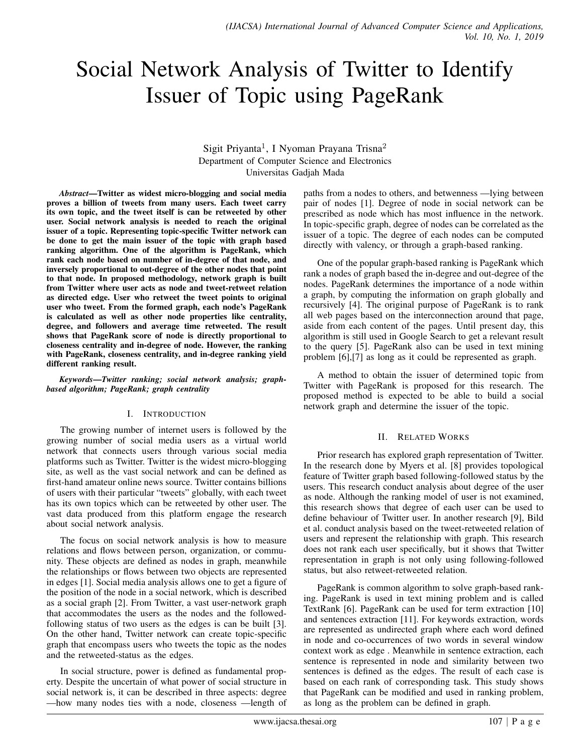# Social Network Analysis of Twitter to Identify Issuer of Topic using PageRank

Sigit Priyanta[1], I Nyoman Prayana Trisna[2]
Department of Computer Science and Electronics
Universitas Gadjah Mada

***Abstract*—Twitter as widest micro-blogging and social media proves a billion of tweets from many users. Each tweet carry its own topic, and the tweet itself is can be retweeted by other user. Social network analysis is needed to reach the original issuer of a topic. Representing topic-specific Twitter network can be done to get the main issuer of the topic with graph based ranking algorithm. One of the algorithm is PageRank, which rank each node based on number of in-degree of that node, and inversely proportional to out-degree of the other nodes that point to that node. In proposed methodology, network graph is built from Twitter where user acts as node and tweet-retweet relation as directed edge. User who retweet the tweet points to original user who tweet. From the formed graph, each node's PageRank is calculated as well as other node properties like centrality, degree, and followers and average time retweeted. The result shows that PageRank score of node is directly proportional to closeness centrality and in-degree of node. However, the ranking with PageRank, closeness centrality, and in-degree ranking yield different ranking result.**

***Keywords*—*Twitter ranking; social network analysis; graph-based algorithm; PageRank; graph centrality***

## I. Introduction

The growing number of internet users is followed by the growing number of social media users as a virtual world network that connects users through various social media platforms such as Twitter. Twitter is the widest micro-blogging site, as well as the vast social network and can be defined as first-hand amateur online news source. Twitter contains billions of users with their particular "tweets" globally, with each tweet has its own topics which can be retweeted by other user. The vast data produced from this platform engage the research about social network analysis.

The focus on social network analysis is how to measure relations and flows between person, organization, or community. These objects are defined as nodes in graph, meanwhile the relationships or flows between two objects are represented in edges [1]. Social media analysis allows one to get a figure of the position of the node in a social network, which is described as a social graph [2]. From Twitter, a vast user-network graph that accommodates the users as the nodes and the followed-following status of two users as the edges is can be built [3]. On the other hand, Twitter network can create topic-specific graph that encompass users who tweets the topic as the nodes and the retweeted-status as the edges.

In social structure, power is defined as fundamental property. Despite the uncertain of what power of social structure in social network is, it can be described in three aspects: degree —how many nodes ties with a node, closeness —length of paths from a nodes to others, and betwenness —lying between pair of nodes [1]. Degree of node in social network can be prescribed as node which has most influence in the network. In topic-specific graph, degree of nodes can be correlated as the issuer of a topic. The degree of each nodes can be computed directly with valency, or through a graph-based ranking.

One of the popular graph-based ranking is PageRank which rank a nodes of graph based the in-degree and out-degree of the nodes. PageRank determines the importance of a node within a graph, by computing the information on graph globally and recursively [4]. The original purpose of PageRank is to rank all web pages based on the interconnection around that page, aside from each content of the pages. Until present day, this algorithm is still used in Google Search to get a relevant result to the query [5]. PageRank also can be used in text mining problem [6],[7] as long as it could be represented as graph.

A method to obtain the issuer of determined topic from Twitter with PageRank is proposed for this research. The proposed method is expected to be able to build a social network graph and determine the issuer of the topic.

## II. Related Works

Prior research has explored graph representation of Twitter. In the research done by Myers et al. [8] provides topological feature of Twitter graph based following-followed status by the users. This research conduct analysis about degree of the user as node. Although the ranking model of user is not examined, this research shows that degree of each user can be used to define behaviour of Twitter user. In another research [9], Bild et al. conduct analysis based on the tweet-retweeted relation of users and represent the relationship with graph. This research does not rank each user specifically, but it shows that Twitter representation in graph is not only using following-followed status, but also retweet-retweeted relation.

PageRank is common algorithm to solve graph-based ranking. PageRank is used in text mining problem and is called TextRank [6]. PageRank can be used for term extraction [10] and sentences extraction [11]. For keywords extraction, words are represented as undirected graph where each word defined in node and co-occurrences of two words in several window context work as edge . Meanwhile in sentence extraction, each sentence is represented in node and similarity between two sentences is defined as the edges. The result of each case is based on each rank of corresponding task. This study shows that PageRank can be modified and used in ranking problem, as long as the problem can be defined in graph.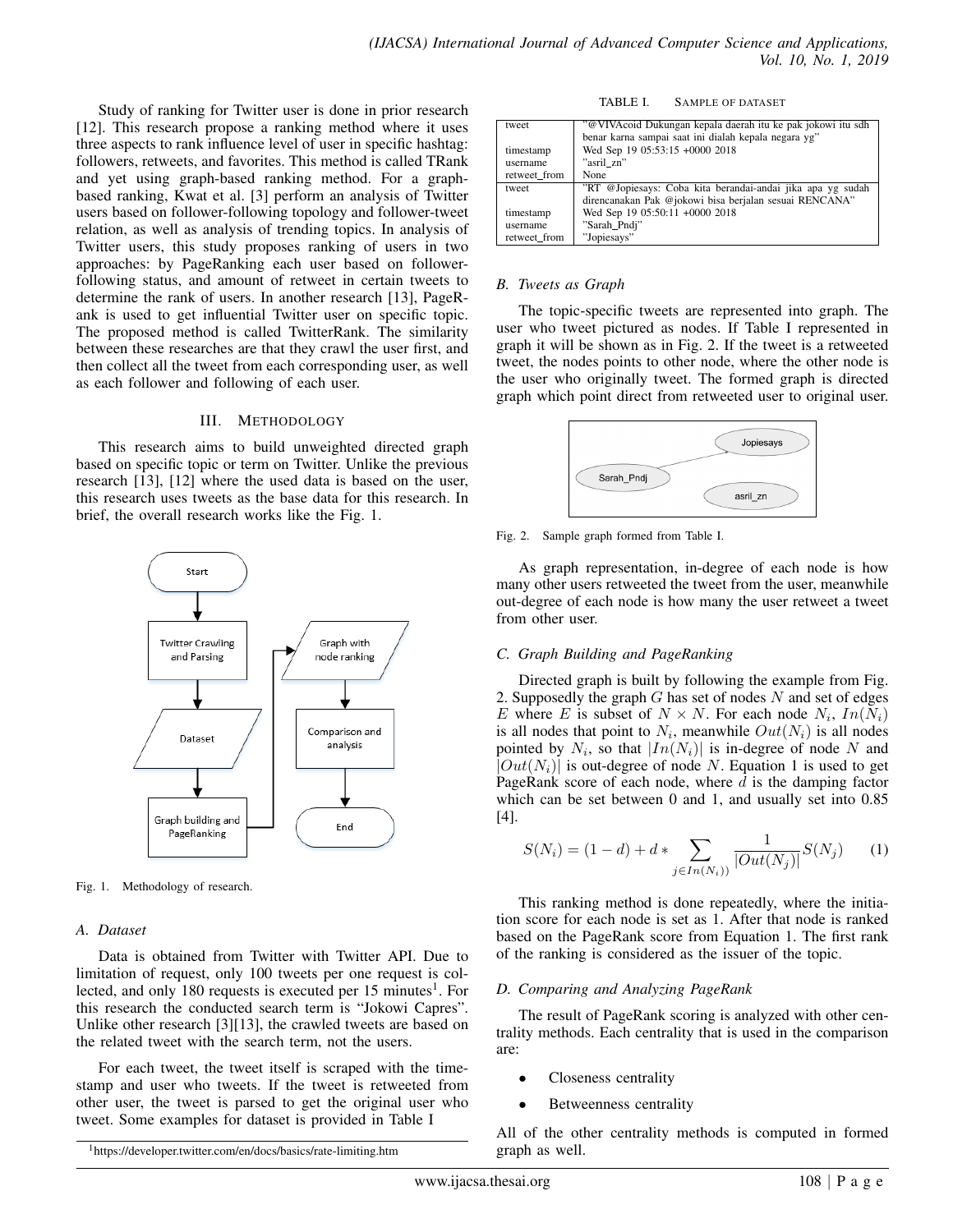Study of ranking for Twitter user is done in prior research [12]. This research propose a ranking method where it uses three aspects to rank influence level of user in specific hashtag: followers, retweets, and favorites. This method is called TRank and yet using graph-based ranking method. For a graph-based ranking, Kwat et al. [3] perform an analysis of Twitter users based on follower-following topology and follower-tweet relation, as well as analysis of trending topics. In analysis of Twitter users, this study proposes ranking of users in two approaches: by PageRanking each user based on follower-following status, and amount of retweet in certain tweets to determine the rank of users. In another research [13], PageRank is used to get influential Twitter user on specific topic. The proposed method is called TwitterRank. The similarity between these researches are that they crawl the user first, and then collect all the tweet from each corresponding user, as well as each follower and following of each user.

## III. METHODOLOGY

This research aims to build unweighted directed graph based on specific topic or term on Twitter. Unlike the previous research [13], [12] where the used data is based on the user, this research uses tweets as the base data for this research. In brief, the overall research works like the Fig. 1.

Fig. 1. Methodology of research.

### A. Dataset

Data is obtained from Twitter with Twitter API. Due to limitation of request, only 100 tweets per one request is collected, and only 180 requests is executed per 15 minutes[1]. For this research the conducted search term is "Jokowi Capres". Unlike other research [3][13], the crawled tweets are based on the related tweet with the search term, not the users.

For each tweet, the tweet itself is scraped with the timestamp and user who tweets. If the tweet is retweeted from other user, the tweet is parsed to get the original user who tweet. Some examples for dataset is provided in Table I

[1]https://developer.twitter.com/en/docs/basics/rate-limiting.htm

TABLE I. SAMPLE OF DATASET

| | |
|---|---|
| tweet | "@VIVAcoid Dukungan kepala daerah itu ke pak jokowi itu sdh benar karna sampai saat ini dialah kepala negara yg" |
| timestamp | Wed Sep 19 05:53:15 +0000 2018 |
| username | "asril_zn" |
| retweet_from | None |
| tweet | "RT @Jopiesays: Coba kita berandai-andai jika apa yg sudah direncanakan Pak @jokowi bisa berjalan sesuai RENCANA" |
| timestamp | Wed Sep 19 05:50:11 +0000 2018 |
| username | "Sarah_Pndj" |
| retweet_from | "Jopiesays" |

### B. Tweets as Graph

The topic-specific tweets are represented into graph. The user who tweet pictured as nodes. If Table I represented in graph it will be shown as in Fig. 2. If the tweet is a retweeted tweet, the nodes points to other node, where the other node is the user who originally tweet. The formed graph is directed graph which point direct from retweeted user to original user.

Fig. 2. Sample graph formed from Table I.

As graph representation, in-degree of each node is how many other users retweeted the tweet from the user, meanwhile out-degree of each node is how many the user retweet a tweet from other user.

### C. Graph Building and PageRanking

Directed graph is built by following the example from Fig. 2. Supposedly the graph $G$ has set of nodes $N$ and set of edges $E$ where $E$ is subset of $N \times N$. For each node $N_i$, $In(N_i)$ is all nodes that point to $N_i$, meanwhile $Out(N_i)$ is all nodes pointed by $N_i$, so that $|In(N_i)|$ is in-degree of node $N$ and $|Out(N_i)|$ is out-degree of node $N$. Equation 1 is used to get PageRank score of each node, where $d$ is the damping factor which can be set between 0 and 1, and usually set into 0.85 [4].

$$S(N_i) = (1 - d) + d * \sum_{j \in In(N_i))} \frac{1}{|Out(N_j)|} S(N_j) \qquad (1)$$

This ranking method is done repeatedly, where the initiation score for each node is set as 1. After that node is ranked based on the PageRank score from Equation 1. The first rank of the ranking is considered as the issuer of the topic.

### D. Comparing and Analyzing PageRank

The result of PageRank scoring is analyzed with other centrality methods. Each centrality that is used in the comparison are:

- Closeness centrality
- Betweenness centrality

All of the other centrality methods is computed in formed graph as well.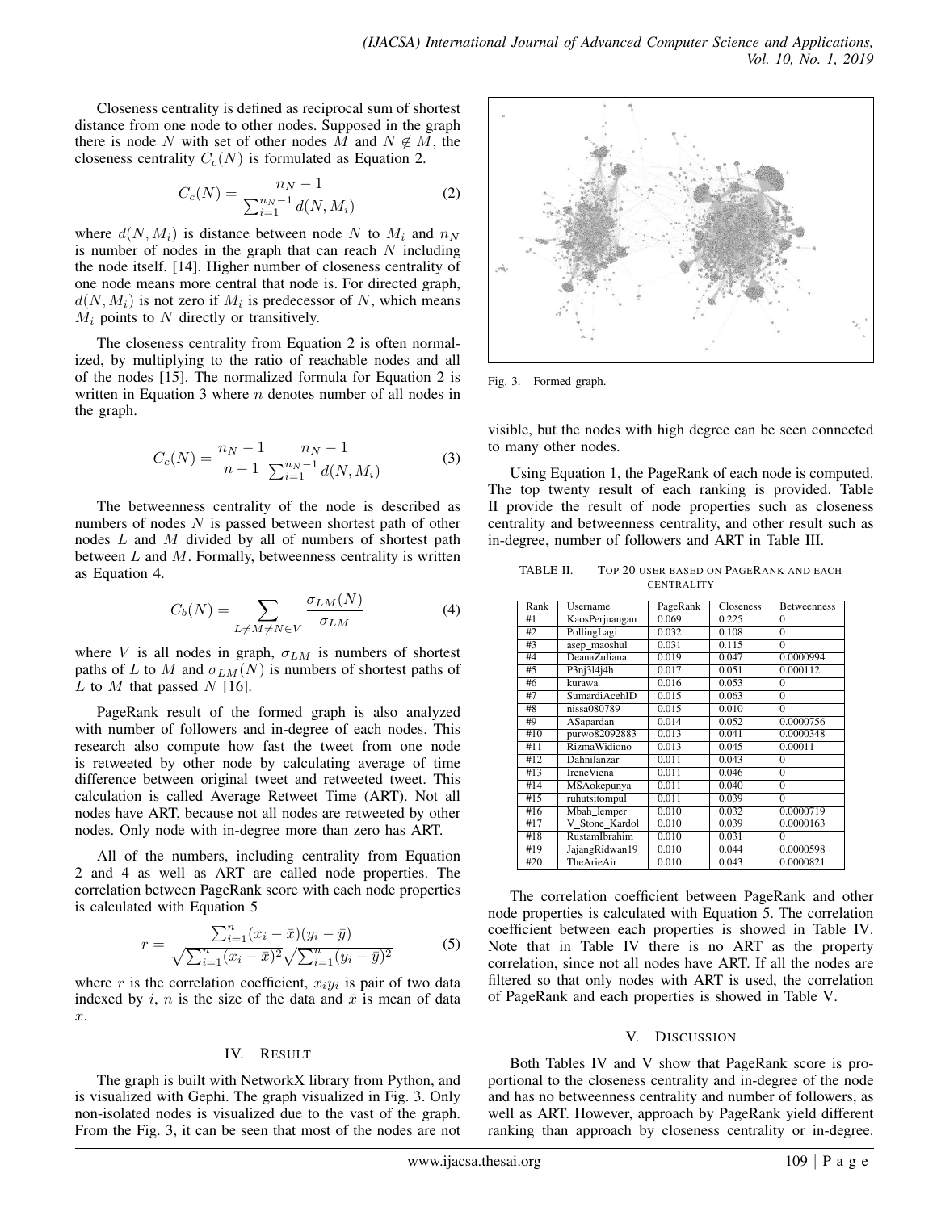Closeness centrality is defined as reciprocal sum of shortest distance from one node to other nodes. Supposed in the graph there is node $N$ with set of other nodes $M$ and $N \notin M$, the closeness centrality $C_c(N)$ is formulated as Equation 2.

$$C_c(N) = \frac{n_N - 1}{\sum_{i=1}^{n_N-1} d(N, M_i)} \tag{2}$$

where $d(N, M_i)$ is distance between node $N$ to $M_i$ and $n_N$ is number of nodes in the graph that can reach $N$ including the node itself. [14]. Higher number of closeness centrality of one node means more central that node is. For directed graph, $d(N, M_i)$ is not zero if $M_i$ is predecessor of $N$, which means $M_i$ points to $N$ directly or transitively.

The closeness centrality from Equation 2 is often normalized, by multiplying to the ratio of reachable nodes and all of the nodes [15]. The normalized formula for Equation 2 is written in Equation 3 where $n$ denotes number of all nodes in the graph.

$$C_c(N) = \frac{n_N - 1}{n - 1} \frac{n_N - 1}{\sum_{i=1}^{n_N-1} d(N, M_i)} \tag{3}$$

The betweenness centrality of the node is described as numbers of nodes $N$ is passed between shortest path of other nodes $L$ and $M$ divided by all of numbers of shortest path between $L$ and $M$. Formally, betweenness centrality is written as Equation 4.

$$C_b(N) = \sum_{L \neq M \neq N \in V} \frac{\sigma_{LM}(N)}{\sigma_{LM}} \tag{4}$$

where $V$ is all nodes in graph, $\sigma_{LM}$ is numbers of shortest paths of $L$ to $M$ and $\sigma_{LM}(N)$ is numbers of shortest paths of $L$ to $M$ that passed $N$ [16].

PageRank result of the formed graph is also analyzed with number of followers and in-degree of each nodes. This research also compute how fast the tweet from one node is retweeted by other node by calculating average of time difference between original tweet and retweeted tweet. This calculation is called Average Retweet Time (ART). Not all nodes have ART, because not all nodes are retweeted by other nodes. Only node with in-degree more than zero has ART.

All of the numbers, including centrality from Equation 2 and 4 as well as ART are called node properties. The correlation between PageRank score with each node properties is calculated with Equation 5

$$r = \frac{\sum_{i=1}^{n}(x_i - \bar{x})(y_i - \bar{y})}{\sqrt{\sum_{i=1}^{n}(x_i - \bar{x})^2}\sqrt{\sum_{i=1}^{n}(y_i - \bar{y})^2}} \tag{5}$$

where $r$ is the correlation coefficient, $x_i y_i$ is pair of two data indexed by $i$, $n$ is the size of the data and $\bar{x}$ is mean of data $x$.

## IV. Result

The graph is built with NetworkX library from Python, and is visualized with Gephi. The graph visualized in Fig. 3. Only non-isolated nodes is visualized due to the vast of the graph. From the Fig. 3, it can be seen that most of the nodes are not visible, but the nodes with high degree can be seen connected to many other nodes.

Fig. 3. Formed graph.

Using Equation 1, the PageRank of each node is computed. The top twenty result of each ranking is provided. Table II provide the result of node properties such as closeness centrality and betweenness centrality, and other result such as in-degree, number of followers and ART in Table III.

TABLE II. Top 20 user based on PageRank and each centrality

| Rank | Username | PageRank | Closeness | Betweenness |
|---|---|---|---|---|
| #1 | KaosPerjuangan | 0.069 | 0.225 | 0 |
| #2 | PollingLagi | 0.032 | 0.108 | 0 |
| #3 | asep_maoshul | 0.031 | 0.115 | 0 |
| #4 | DeanaZuliana | 0.019 | 0.047 | 0.0000994 |
| #5 | P3nj3l4j4h | 0.017 | 0.051 | 0.000112 |
| #6 | kurawa | 0.016 | 0.053 | 0 |
| #7 | SumardiAcehID | 0.015 | 0.063 | 0 |
| #8 | nissa080789 | 0.015 | 0.010 | 0 |
| #9 | ASapardan | 0.014 | 0.052 | 0.0000756 |
| #10 | purwo82092883 | 0.013 | 0.041 | 0.0000348 |
| #11 | RizmaWidiono | 0.013 | 0.045 | 0.00011 |
| #12 | Dahnilanzar | 0.011 | 0.043 | 0 |
| #13 | IreneViena | 0.011 | 0.046 | 0 |
| #14 | MSAokepunya | 0.011 | 0.040 | 0 |
| #15 | ruhutsitompul | 0.011 | 0.039 | 0 |
| #16 | Mbah_lemper | 0.010 | 0.032 | 0.0000719 |
| #17 | V_Stone_Kardol | 0.010 | 0.039 | 0.0000163 |
| #18 | RustamIbrahim | 0.010 | 0.031 | 0 |
| #19 | JajangRidwan19 | 0.010 | 0.044 | 0.0000598 |
| #20 | TheArieAir | 0.010 | 0.043 | 0.0000821 |

The correlation coefficient between PageRank and other node properties is calculated with Equation 5. The correlation coefficient between each properties is showed in Table IV. Note that in Table IV there is no ART as the property correlation, since not all nodes have ART. If all the nodes are filtered so that only nodes with ART is used, the correlation of PageRank and each properties is showed in Table V.

## V. Discussion

Both Tables IV and V show that PageRank score is proportional to the closeness centrality and in-degree of the node and has no betweenness centrality and number of followers, as well as ART. However, approach by PageRank yield different ranking than approach by closeness centrality or in-degree.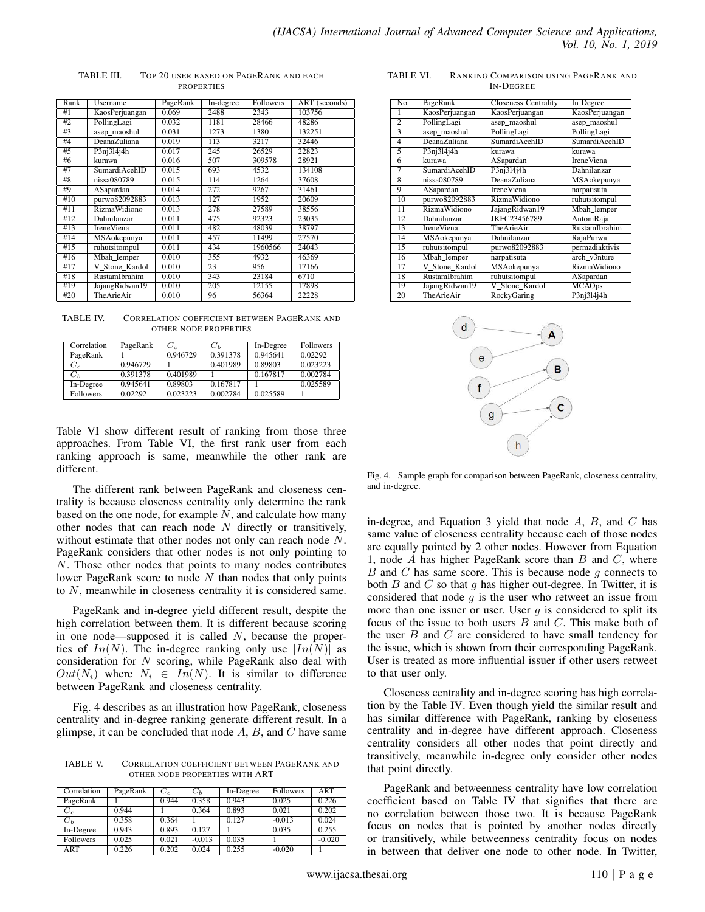TABLE III. TOP 20 USER BASED ON PAGERANK AND EACH PROPERTIES

| Rank | Username | PageRank | In-degree | Followers | ART (seconds) |
|---|---|---|---|---|---|
| #1 | KaosPerjuangan | 0.069 | 2488 | 2343 | 103756 |
| #2 | PollingLagi | 0.032 | 1181 | 28466 | 48286 |
| #3 | asep_maoshul | 0.031 | 1273 | 1380 | 132251 |
| #4 | DeanaZuliana | 0.019 | 113 | 3217 | 32446 |
| #5 | P3nj3l4j4h | 0.017 | 245 | 26529 | 22823 |
| #6 | kurawa | 0.016 | 507 | 309578 | 28921 |
| #7 | SumardiAcehID | 0.015 | 693 | 4532 | 134108 |
| #8 | nissa080789 | 0.015 | 114 | 1264 | 37608 |
| #9 | ASapardan | 0.014 | 272 | 9267 | 31461 |
| #10 | purwo82092883 | 0.013 | 127 | 1952 | 20609 |
| #11 | RizmaWidiono | 0.013 | 278 | 27589 | 38556 |
| #12 | Dahnilanzar | 0.011 | 475 | 92323 | 23035 |
| #13 | IreneViena | 0.011 | 482 | 48039 | 38797 |
| #14 | MSAokepunya | 0.011 | 457 | 11499 | 27570 |
| #15 | ruhutsitompul | 0.011 | 434 | 1960566 | 24043 |
| #16 | Mbah_lemper | 0.010 | 355 | 4932 | 46369 |
| #17 | V_Stone_Kardol | 0.010 | 23 | 956 | 17166 |
| #18 | RustamIbrahim | 0.010 | 343 | 23184 | 6710 |
| #19 | JajangRidwan19 | 0.010 | 205 | 12155 | 17898 |
| #20 | TheArieAir | 0.010 | 96 | 56364 | 22228 |

TABLE IV. CORRELATION COEFFICIENT BETWEEN PAGERANK AND OTHER NODE PROPERTIES

| Correlation | PageRank | $C_c$ | $C_b$ | In-Degree | Followers |
|---|---|---|---|---|---|
| PageRank | 1 | 0.946729 | 0.391378 | 0.945641 | 0.02292 |
| $C_c$ | 0.946729 | 1 | 0.401989 | 0.89803 | 0.023223 |
| $C_b$ | 0.391378 | 0.401989 | 1 | 0.167817 | 0.002784 |
| In-Degree | 0.945641 | 0.89803 | 0.167817 | 1 | 0.025589 |
| Followers | 0.02292 | 0.023223 | 0.002784 | 0.025589 | 1 |

Table VI show different result of ranking from those three approaches. From Table VI, the first rank user from each ranking approach is same, meanwhile the other rank are different.

The different rank between PageRank and closeness centrality is because closeness centrality only determine the rank based on the one node, for example $N$, and calculate how many other nodes that can reach node $N$ directly or transitively, without estimate that other nodes not only can reach node $N$. PageRank considers that other nodes is not only pointing to $N$. Those other nodes that points to many nodes contributes lower PageRank score to node $N$ than nodes that only points to $N$, meanwhile in closeness centrality it is considered same.

PageRank and in-degree yield different result, despite the high correlation between them. It is different because scoring in one node—supposed it is called $N$, because the properties of $In(N)$. The in-degree ranking only use $|In(N)|$ as consideration for $N$ scoring, while PageRank also deal with $Out(N_i)$ where $N_i \in In(N)$. It is similar to difference between PageRank and closeness centrality.

Fig. 4 describes as an illustration how PageRank, closeness centrality and in-degree ranking generate different result. In a glimpse, it can be concluded that node $A$, $B$, and $C$ have same

TABLE V. CORRELATION COEFFICIENT BETWEEN PAGERANK AND OTHER NODE PROPERTIES WITH ART

| Correlation | PageRank | $C_c$ | $C_b$ | In-Degree | Followers | ART |
|---|---|---|---|---|---|---|
| PageRank | 1 | 0.944 | 0.358 | 0.943 | 0.025 | 0.226 |
| $C_c$ | 0.944 | 1 | 0.364 | 0.893 | 0.021 | 0.202 |
| $C_b$ | 0.358 | 0.364 | 1 | 0.127 | -0.013 | 0.024 |
| In-Degree | 0.943 | 0.893 | 0.127 | 1 | 0.035 | 0.255 |
| Followers | 0.025 | 0.021 | -0.013 | 0.035 | 1 | -0.020 |
| ART | 0.226 | 0.202 | 0.024 | 0.255 | -0.020 | 1 |

TABLE VI. RANKING COMPARISON USING PAGERANK AND IN-DEGREE

| No. | PageRank | Closeness Centrality | In Degree |
|---|---|---|---|
| 1 | KaosPerjuangan | KaosPerjuangan | KaosPerjuangan |
| 2 | PollingLagi | PollingLagi | asep_maoshul |
| 3 | asep_maoshul | PollingLagi | PollingLagi |
| 4 | DeanaZuliana | SumardiAcehID | SumardiAcehID |
| 5 | P3nj3l4j4h | kurawa | kurawa |
| 6 | kurawa | ASapardan | IreneViena |
| 7 | SumardiAcehID | P3nj3l4j4h | Dahnilanzar |
| 8 | nissa080789 | DeanaZuliana | MSAokepunya |
| 9 | ASapardan | IreneViena | narpatisuta |
| 10 | purwo82092883 | RizmaWidiono | ruhutsitompul |
| 11 | RizmaWidiono | JajangRidwan19 | Mbah_lemper |
| 12 | Dahnilanzar | JKFC23456789 | AntoniRaja |
| 13 | IreneViena | TheArieAir | RustamIbrahim |
| 14 | MSAokepunya | Dahnilanzar | RajaPurwa |
| 15 | ruhutsitompul | purwo82092883 | permadiaktivis |
| 16 | Mbah_lemper | narpatisuta | arch_v3nture |
| 17 | V_Stone_Kardol | MSAokepunya | RizmaWidiono |
| 18 | RustamIbrahim | ruhutsitompul | ASapardan |
| 19 | JajangRidwan19 | V_Stone_Kardol | MCAOps |
| 20 | TheArieAir | RockyGaring | P3nj3l4j4h |

Fig. 4. Sample graph for comparison between PageRank, closeness centrality, and in-degree.

in-degree, and Equation 3 yield that node $A$, $B$, and $C$ has same value of closeness centrality because each of those nodes are equally pointed by 2 other nodes. However from Equation 1, node $A$ has higher PageRank score than $B$ and $C$, where $B$ and $C$ has same score. This is because node $g$ connects to both $B$ and $C$ so that $g$ has higher out-degree. In Twitter, it is considered that node $g$ is the user who retweet an issue from more than one issuer or user. User $g$ is considered to split its focus of the issue to both users $B$ and $C$. This make both of the user $B$ and $C$ are considered to have small tendency for the issue, which is shown from their corresponding PageRank. User is treated as more influential issuer if other users retweet to that user only.

Closeness centrality and in-degree scoring has high correlation by the Table IV. Even though yield the similar result and has similar difference with PageRank, ranking by closeness centrality and in-degree have different approach. Closeness centrality considers all other nodes that point directly and transitively, meanwhile in-degree only consider other nodes that point directly.

PageRank and betweenness centrality have low correlation coefficient based on Table IV that signifies that there are no correlation between those two. It is because PageRank focus on nodes that is pointed by another nodes directly or transitively, while betweenness centrality focus on nodes in between that deliver one node to other node. In Twitter,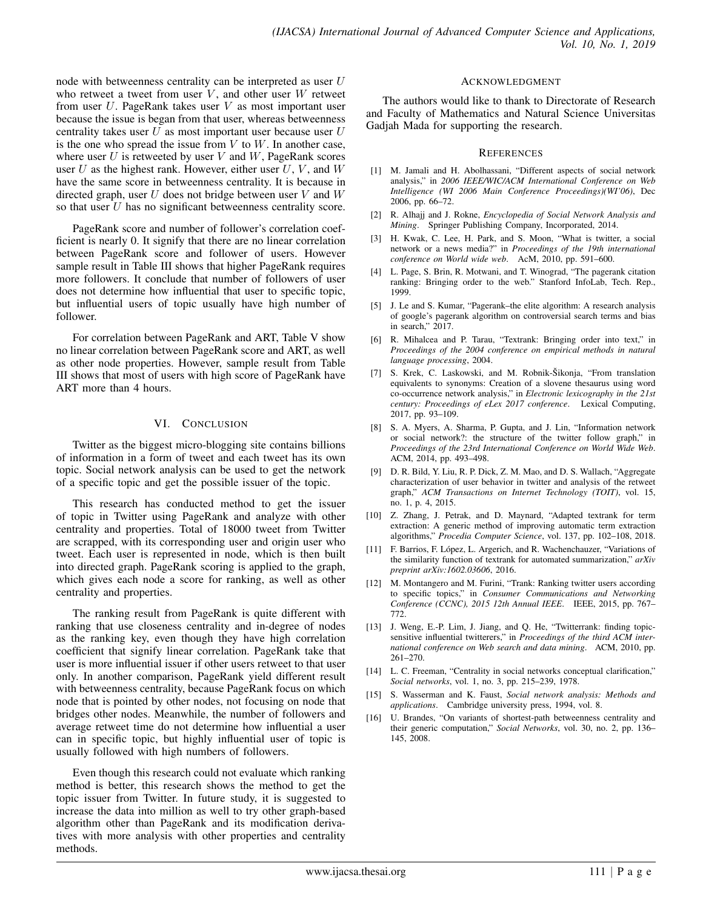node with betweenness centrality can be interpreted as user $U$ who retweet a tweet from user $V$, and other user $W$ retweet from user $U$. PageRank takes user $V$ as most important user because the issue is began from that user, whereas betweenness centrality takes user $U$ as most important user because user $U$ is the one who spread the issue from $V$ to $W$. In another case, where user $U$ is retweeted by user $V$ and $W$, PageRank scores user $U$ as the highest rank. However, either user $U$, $V$, and $W$ have the same score in betweenness centrality. It is because in directed graph, user $U$ does not bridge between user $V$ and $W$ so that user $U$ has no significant betweenness centrality score.

PageRank score and number of follower's correlation coefficient is nearly 0. It signify that there are no linear correlation between PageRank score and follower of users. However sample result in Table III shows that higher PageRank requires more followers. It conclude that number of followers of user does not determine how influential that user to specific topic, but influential users of topic usually have high number of follower.

For correlation between PageRank and ART, Table V show no linear correlation between PageRank score and ART, as well as other node properties. However, sample result from Table III shows that most of users with high score of PageRank have ART more than 4 hours.

## VI. Conclusion

Twitter as the biggest micro-blogging site contains billions of information in a form of tweet and each tweet has its own topic. Social network analysis can be used to get the network of a specific topic and get the possible issuer of the topic.

This research has conducted method to get the issuer of topic in Twitter using PageRank and analyze with other centrality and properties. Total of 18000 tweet from Twitter are scrapped, with its corresponding user and origin user who tweet. Each user is represented in node, which is then built into directed graph. PageRank scoring is applied to the graph, which gives each node a score for ranking, as well as other centrality and properties.

The ranking result from PageRank is quite different with ranking that use closeness centrality and in-degree of nodes as the ranking key, even though they have high correlation coefficient that signify linear correlation. PageRank take that user is more influential issuer if other users retweet to that user only. In another comparison, PageRank yield different result with betweenness centrality, because PageRank focus on which node that is pointed by other nodes, not focusing on node that bridges other nodes. Meanwhile, the number of followers and average retweet time do not determine how influential a user can in specific topic, but highly influential user of topic is usually followed with high numbers of followers.

Even though this research could not evaluate which ranking method is better, this research shows the method to get the topic issuer from Twitter. In future study, it is suggested to increase the data into million as well to try other graph-based algorithm other than PageRank and its modification derivatives with more analysis with other properties and centrality methods.

## Acknowledgment

The authors would like to thank to Directorate of Research and Faculty of Mathematics and Natural Science Universitas Gadjah Mada for supporting the research.

## References

[1] M. Jamali and H. Abolhassani, "Different aspects of social network analysis," in *2006 IEEE/WIC/ACM International Conference on Web Intelligence (WI 2006 Main Conference Proceedings)(WI'06)*, Dec 2006, pp. 66–72.

[2] R. Alhajj and J. Rokne, *Encyclopedia of Social Network Analysis and Mining*. Springer Publishing Company, Incorporated, 2014.

[3] H. Kwak, C. Lee, H. Park, and S. Moon, "What is twitter, a social network or a news media?" in *Proceedings of the 19th international conference on World wide web*. AcM, 2010, pp. 591–600.

[4] L. Page, S. Brin, R. Motwani, and T. Winograd, "The pagerank citation ranking: Bringing order to the web." Stanford InfoLab, Tech. Rep., 1999.

[5] J. Le and S. Kumar, "Pagerank–the elite algorithm: A research analysis of google's pagerank algorithm on controversial search terms and bias in search," 2017.

[6] R. Mihalcea and P. Tarau, "Textrank: Bringing order into text," in *Proceedings of the 2004 conference on empirical methods in natural language processing*, 2004.

[7] S. Krek, C. Laskowski, and M. Robnik-Šikonja, "From translation equivalents to synonyms: Creation of a slovene thesaurus using word co-occurrence network analysis," in *Electronic lexicography in the 21st century: Proceedings of eLex 2017 conference*. Lexical Computing, 2017, pp. 93–109.

[8] S. A. Myers, A. Sharma, P. Gupta, and J. Lin, "Information network or social network?: the structure of the twitter follow graph," in *Proceedings of the 23rd International Conference on World Wide Web*. ACM, 2014, pp. 493–498.

[9] D. R. Bild, Y. Liu, R. P. Dick, Z. M. Mao, and D. S. Wallach, "Aggregate characterization of user behavior in twitter and analysis of the retweet graph," *ACM Transactions on Internet Technology (TOIT)*, vol. 15, no. 1, p. 4, 2015.

[10] Z. Zhang, J. Petrak, and D. Maynard, "Adapted textrank for term extraction: A generic method of improving automatic term extraction algorithms," *Procedia Computer Science*, vol. 137, pp. 102–108, 2018.

[11] F. Barrios, F. López, L. Argerich, and R. Wachenchauzer, "Variations of the similarity function of textrank for automated summarization," *arXiv preprint arXiv:1602.03606*, 2016.

[12] M. Montangero and M. Furini, "Trank: Ranking twitter users according to specific topics," in *Consumer Communications and Networking Conference (CCNC), 2015 12th Annual IEEE*. IEEE, 2015, pp. 767–772.

[13] J. Weng, E.-P. Lim, J. Jiang, and Q. He, "Twitterrank: finding topic-sensitive influential twitterers," in *Proceedings of the third ACM international conference on Web search and data mining*. ACM, 2010, pp. 261–270.

[14] L. C. Freeman, "Centrality in social networks conceptual clarification," *Social networks*, vol. 1, no. 3, pp. 215–239, 1978.

[15] S. Wasserman and K. Faust, *Social network analysis: Methods and applications*. Cambridge university press, 1994, vol. 8.

[16] U. Brandes, "On variants of shortest-path betweenness centrality and their generic computation," *Social Networks*, vol. 30, no. 2, pp. 136–145, 2008.